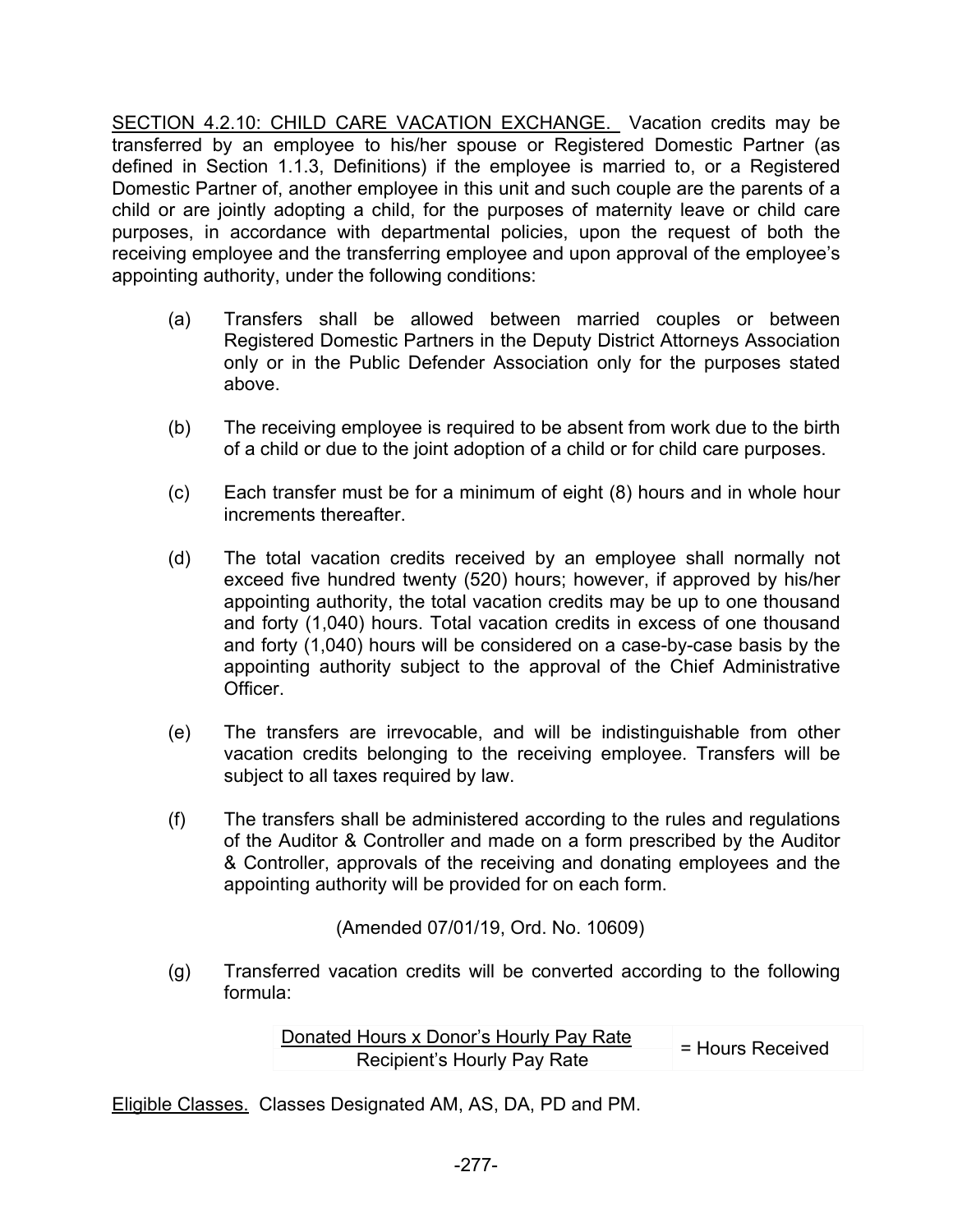<u>SECTION 4.2.10: CHILD CARE VACATION EXCHANGE.</u> Vacation credits may be transferred by an employee to his/her spouse or Registered Domestic Partner (as defined in Section 1.1.3, Definitions) if the employee is married to, or a Registered Domestic Partner of, another employee in this unit and such couple are the parents of a child or are jointly adopting a child, for the purposes of maternity leave or child care purposes, in accordance with departmental policies, upon the request of both the receiving employee and the transferring employee and upon approval of the employee's appointing authority, under the following conditions:

(a) Transfers shall be allowed between married couples or between Registered Domestic Partners in the Deputy District Attorneys Association only or in the Public Defender Association only for the purposes stated above.

(b) The receiving employee is required to be absent from work due to the birth of a child or due to the joint adoption of a child or for child care purposes.

(c) Each transfer must be for a minimum of eight (8) hours and in whole hour increments thereafter.

(d) The total vacation credits received by an employee shall normally not exceed five hundred twenty (520) hours; however, if approved by his/her appointing authority, the total vacation credits may be up to one thousand and forty (1,040) hours. Total vacation credits in excess of one thousand and forty (1,040) hours will be considered on a case-by-case basis by the appointing authority subject to the approval of the Chief Administrative Officer.

(e) The transfers are irrevocable, and will be indistinguishable from other vacation credits belonging to the receiving employee. Transfers will be subject to all taxes required by law.

(f) The transfers shall be administered according to the rules and regulations of the Auditor & Controller and made on a form prescribed by the Auditor & Controller, approvals of the receiving and donating employees and the appointing authority will be provided for on each form.

(Amended 07/01/19, Ord. No. 10609)

(g) Transferred vacation credits will be converted according to the following formula:

$$\frac{\text{Donated Hours x Donor's Hourly Pay Rate}}{\text{Recipient's Hourly Pay Rate}} = \text{Hours Received}$$

<u>Eligible Classes.</u> Classes Designated AM, AS, DA, PD and PM.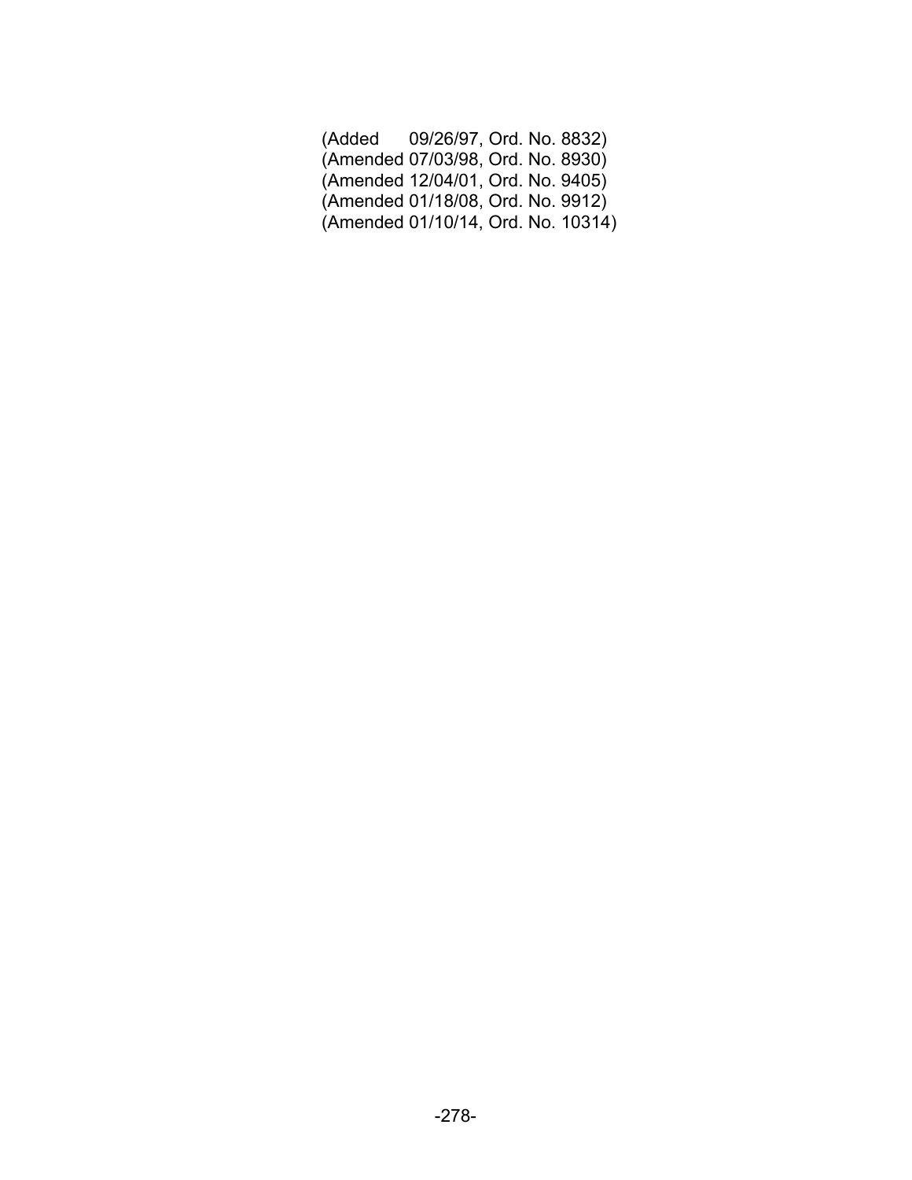(Added 09/26/97, Ord. No. 8832)
(Amended 07/03/98, Ord. No. 8930)
(Amended 12/04/01, Ord. No. 9405)
(Amended 01/18/08, Ord. No. 9912)
(Amended 01/10/14, Ord. No. 10314)